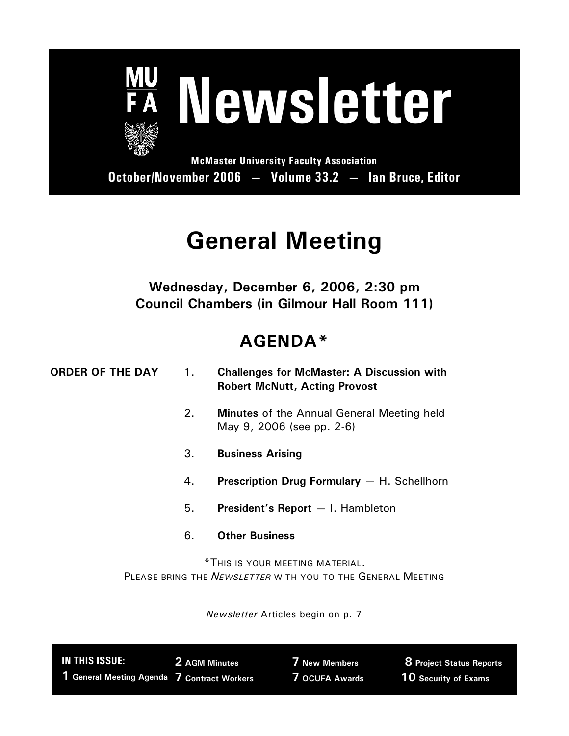# MUFA Newsletter

**McMaster University Faculty Association**

**October/November 2006 — Volume 33.2 — Ian Bruce, Editor**

# General Meeting

**Wednesday, December 6, 2006, 2:30 pm**
**Council Chambers (in Gilmour Hall Room 111)**

## AGENDA*

**ORDER OF THE DAY**

1. **Challenges for McMaster: A Discussion with Robert McNutt, Acting Provost**
2. **Minutes** of the Annual General Meeting held May 9, 2006 (see pp. 2-6)
3. **Business Arising**
4. **Prescription Drug Formulary** — H. Schellhorn
5. **President's Report** — I. Hambleton
6. **Other Business**

*THIS IS YOUR MEETING MATERIAL.
PLEASE BRING THE *NEWSLETTER* WITH YOU TO THE GENERAL MEETING

*Newsletter* Articles begin on p. 7

**IN THIS ISSUE:**

- **1** General Meeting Agenda
- **2** AGM Minutes
- **7** Contract Workers
- **7** New Members
- **7** OCUFA Awards
- **8** Project Status Reports
- **10** Security of Exams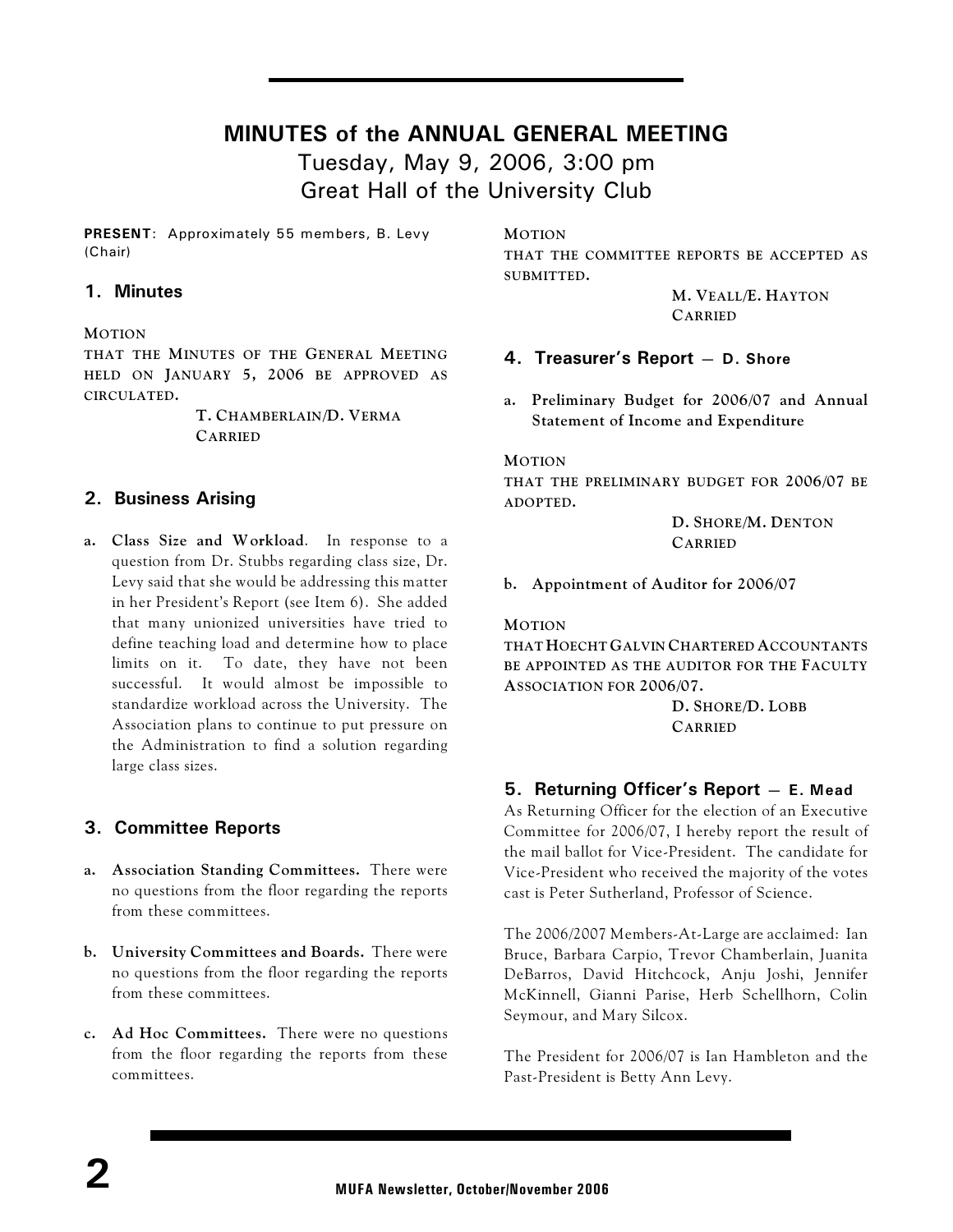# MINUTES of the ANNUAL GENERAL MEETING

Tuesday, May 9, 2006, 3:00 pm
Great Hall of the University Club

**PRESENT**: Approximately 55 members, B. Levy (Chair)

## 1. Minutes

MOTION
THAT THE MINUTES OF THE GENERAL MEETING HELD ON JANUARY 5, 2006 BE APPROVED AS CIRCULATED.

T. CHAMBERLAIN/D. VERMA
CARRIED

## 2. Business Arising

a. **Class Size and Workload**. In response to a question from Dr. Stubbs regarding class size, Dr. Levy said that she would be addressing this matter in her President's Report (see Item 6). She added that many unionized universities have tried to define teaching load and determine how to place limits on it. To date, they have not been successful. It would almost be impossible to standardize workload across the University. The Association plans to continue to put pressure on the Administration to find a solution regarding large class sizes.

## 3. Committee Reports

a. **Association Standing Committees.** There were no questions from the floor regarding the reports from these committees.

b. **University Committees and Boards.** There were no questions from the floor regarding the reports from these committees.

c. **Ad Hoc Committees.** There were no questions from the floor regarding the reports from these committees.

MOTION
THAT THE COMMITTEE REPORTS BE ACCEPTED AS SUBMITTED.

M. VEALL/E. HAYTON
CARRIED

## 4. Treasurer's Report — D. Shore

a. **Preliminary Budget for 2006/07 and Annual Statement of Income and Expenditure**

MOTION
THAT THE PRELIMINARY BUDGET FOR 2006/07 BE ADOPTED.

D. SHORE/M. DENTON
CARRIED

b. **Appointment of Auditor for 2006/07**

MOTION
THAT HOECHT GALVIN CHARTERED ACCOUNTANTS BE APPOINTED AS THE AUDITOR FOR THE FACULTY ASSOCIATION FOR 2006/07.

D. SHORE/D. LOBB
CARRIED

## 5. Returning Officer's Report — E. Mead

As Returning Officer for the election of an Executive Committee for 2006/07, I hereby report the result of the mail ballot for Vice-President. The candidate for Vice-President who received the majority of the votes cast is Peter Sutherland, Professor of Science.

The 2006/2007 Members-At-Large are acclaimed: Ian Bruce, Barbara Carpio, Trevor Chamberlain, Juanita DeBarros, David Hitchcock, Anju Joshi, Jennifer McKinnell, Gianni Parise, Herb Schellhorn, Colin Seymour, and Mary Silcox.

The President for 2006/07 is Ian Hambleton and the Past-President is Betty Ann Levy.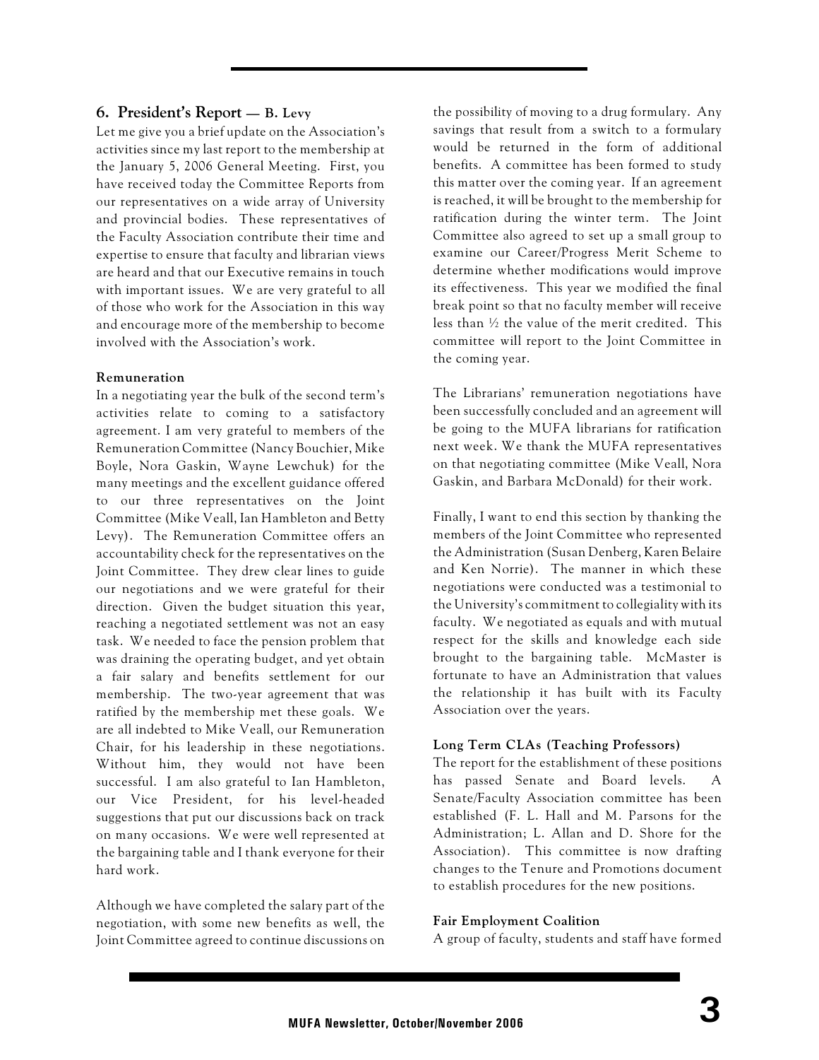## 6. President's Report — B. Levy

Let me give you a brief update on the Association's activities since my last report to the membership at the January 5, 2006 General Meeting. First, you have received today the Committee Reports from our representatives on a wide array of University and provincial bodies. These representatives of the Faculty Association contribute their time and expertise to ensure that faculty and librarian views are heard and that our Executive remains in touch with important issues. We are very grateful to all of those who work for the Association in this way and encourage more of the membership to become involved with the Association's work.

**Remuneration**

In a negotiating year the bulk of the second term's activities relate to coming to a satisfactory agreement. I am very grateful to members of the Remuneration Committee (Nancy Bouchier, Mike Boyle, Nora Gaskin, Wayne Lewchuk) for the many meetings and the excellent guidance offered to our three representatives on the Joint Committee (Mike Veall, Ian Hambleton and Betty Levy). The Remuneration Committee offers an accountability check for the representatives on the Joint Committee. They drew clear lines to guide our negotiations and we were grateful for their direction. Given the budget situation this year, reaching a negotiated settlement was not an easy task. We needed to face the pension problem that was draining the operating budget, and yet obtain a fair salary and benefits settlement for our membership. The two-year agreement that was ratified by the membership met these goals. We are all indebted to Mike Veall, our Remuneration Chair, for his leadership in these negotiations. Without him, they would not have been successful. I am also grateful to Ian Hambleton, our Vice President, for his level-headed suggestions that put our discussions back on track on many occasions. We were well represented at the bargaining table and I thank everyone for their hard work.

Although we have completed the salary part of the negotiation, with some new benefits as well, the Joint Committee agreed to continue discussions on the possibility of moving to a drug formulary. Any savings that result from a switch to a formulary would be returned in the form of additional benefits. A committee has been formed to study this matter over the coming year. If an agreement is reached, it will be brought to the membership for ratification during the winter term. The Joint Committee also agreed to set up a small group to examine our Career/Progress Merit Scheme to determine whether modifications would improve its effectiveness. This year we modified the final break point so that no faculty member will receive less than ½ the value of the merit credited. This committee will report to the Joint Committee in the coming year.

The Librarians' remuneration negotiations have been successfully concluded and an agreement will be going to the MUFA librarians for ratification next week. We thank the MUFA representatives on that negotiating committee (Mike Veall, Nora Gaskin, and Barbara McDonald) for their work.

Finally, I want to end this section by thanking the members of the Joint Committee who represented the Administration (Susan Denberg, Karen Belaire and Ken Norrie). The manner in which these negotiations were conducted was a testimonial to the University's commitment to collegiality with its faculty. We negotiated as equals and with mutual respect for the skills and knowledge each side brought to the bargaining table. McMaster is fortunate to have an Administration that values the relationship it has built with its Faculty Association over the years.

**Long Term CLAs (Teaching Professors)**

The report for the establishment of these positions has passed Senate and Board levels. A Senate/Faculty Association committee has been established (F. L. Hall and M. Parsons for the Administration; L. Allan and D. Shore for the Association). This committee is now drafting changes to the Tenure and Promotions document to establish procedures for the new positions.

**Fair Employment Coalition**

A group of faculty, students and staff have formed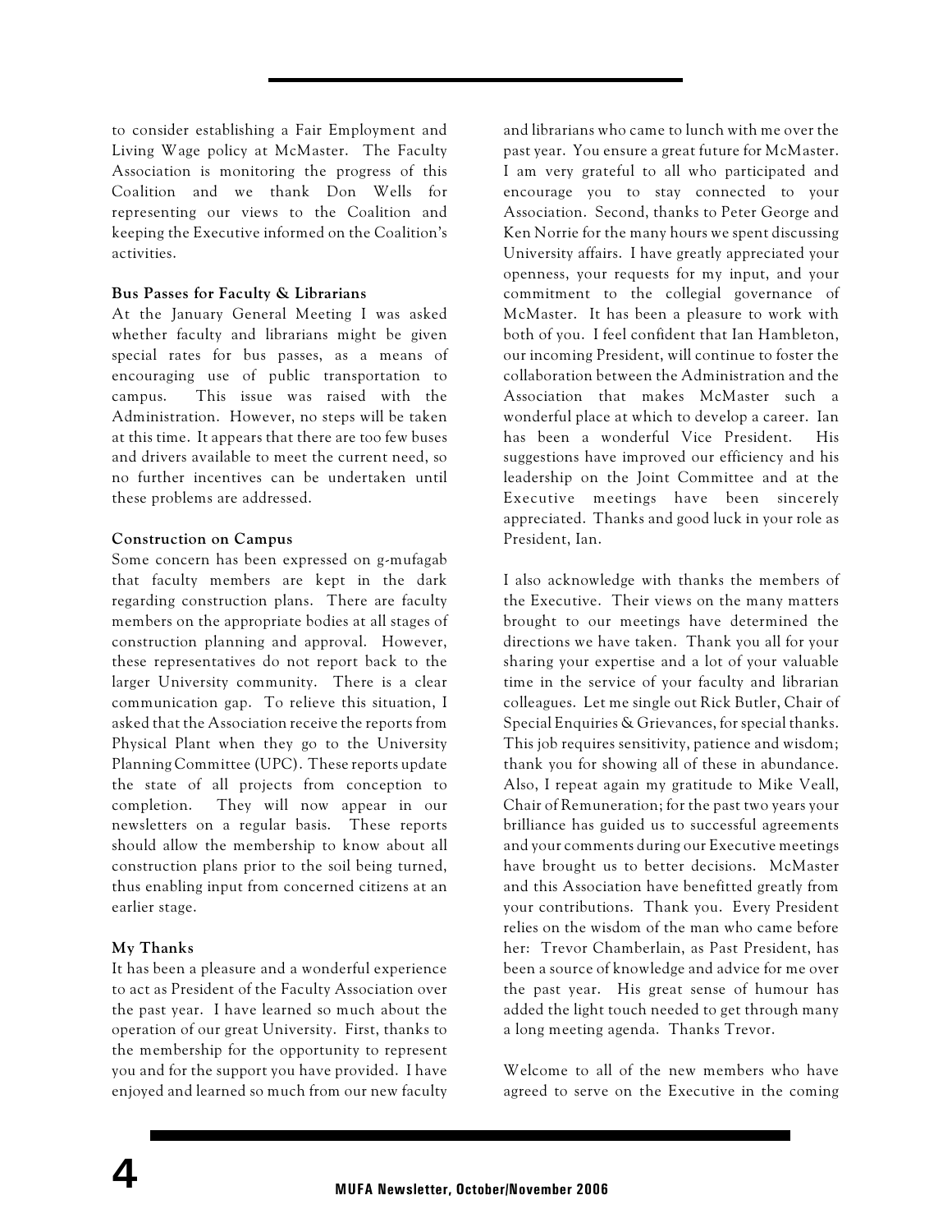to consider establishing a Fair Employment and Living Wage policy at McMaster. The Faculty Association is monitoring the progress of this Coalition and we thank Don Wells for representing our views to the Coalition and keeping the Executive informed on the Coalition's activities.

**Bus Passes for Faculty & Librarians**

At the January General Meeting I was asked whether faculty and librarians might be given special rates for bus passes, as a means of encouraging use of public transportation to campus. This issue was raised with the Administration. However, no steps will be taken at this time. It appears that there are too few buses and drivers available to meet the current need, so no further incentives can be undertaken until these problems are addressed.

**Construction on Campus**

Some concern has been expressed on g-mufagab that faculty members are kept in the dark regarding construction plans. There are faculty members on the appropriate bodies at all stages of construction planning and approval. However, these representatives do not report back to the larger University community. There is a clear communication gap. To relieve this situation, I asked that the Association receive the reports from Physical Plant when they go to the University Planning Committee (UPC). These reports update the state of all projects from conception to completion. They will now appear in our newsletters on a regular basis. These reports should allow the membership to know about all construction plans prior to the soil being turned, thus enabling input from concerned citizens at an earlier stage.

**My Thanks**

It has been a pleasure and a wonderful experience to act as President of the Faculty Association over the past year. I have learned so much about the operation of our great University. First, thanks to the membership for the opportunity to represent you and for the support you have provided. I have enjoyed and learned so much from our new faculty and librarians who came to lunch with me over the past year. You ensure a great future for McMaster. I am very grateful to all who participated and encourage you to stay connected to your Association. Second, thanks to Peter George and Ken Norrie for the many hours we spent discussing University affairs. I have greatly appreciated your openness, your requests for my input, and your commitment to the collegial governance of McMaster. It has been a pleasure to work with both of you. I feel confident that Ian Hambleton, our incoming President, will continue to foster the collaboration between the Administration and the Association that makes McMaster such a wonderful place at which to develop a career. Ian has been a wonderful Vice President. His suggestions have improved our efficiency and his leadership on the Joint Committee and at the Executive meetings have been sincerely appreciated. Thanks and good luck in your role as President, Ian.

I also acknowledge with thanks the members of the Executive. Their views on the many matters brought to our meetings have determined the directions we have taken. Thank you all for your sharing your expertise and a lot of your valuable time in the service of your faculty and librarian colleagues. Let me single out Rick Butler, Chair of Special Enquiries & Grievances, for special thanks. This job requires sensitivity, patience and wisdom; thank you for showing all of these in abundance. Also, I repeat again my gratitude to Mike Veall, Chair of Remuneration; for the past two years your brilliance has guided us to successful agreements and your comments during our Executive meetings have brought us to better decisions. McMaster and this Association have benefitted greatly from your contributions. Thank you. Every President relies on the wisdom of the man who came before her: Trevor Chamberlain, as Past President, has been a source of knowledge and advice for me over the past year. His great sense of humour has added the light touch needed to get through many a long meeting agenda. Thanks Trevor.

Welcome to all of the new members who have agreed to serve on the Executive in the coming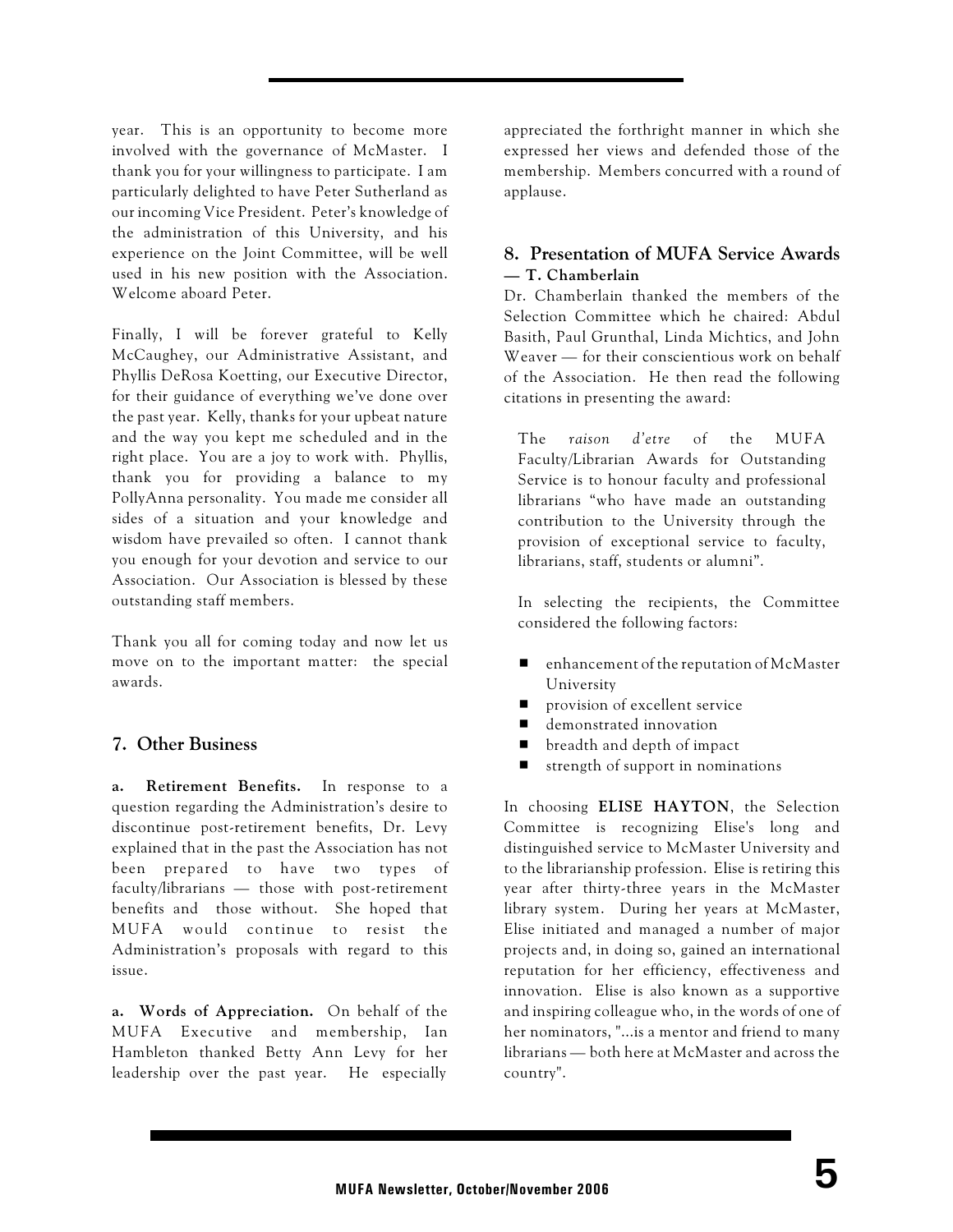year. This is an opportunity to become more involved with the governance of McMaster. I thank you for your willingness to participate. I am particularly delighted to have Peter Sutherland as our incoming Vice President. Peter's knowledge of the administration of this University, and his experience on the Joint Committee, will be well used in his new position with the Association. Welcome aboard Peter.

Finally, I will be forever grateful to Kelly McCaughey, our Administrative Assistant, and Phyllis DeRosa Koetting, our Executive Director, for their guidance of everything we've done over the past year. Kelly, thanks for your upbeat nature and the way you kept me scheduled and in the right place. You are a joy to work with. Phyllis, thank you for providing a balance to my PollyAnna personality. You made me consider all sides of a situation and your knowledge and wisdom have prevailed so often. I cannot thank you enough for your devotion and service to our Association. Our Association is blessed by these outstanding staff members.

Thank you all for coming today and now let us move on to the important matter: the special awards.

## 7. Other Business

**a. Retirement Benefits.** In response to a question regarding the Administration's desire to discontinue post-retirement benefits, Dr. Levy explained that in the past the Association has not been prepared to have two types of faculty/librarians — those with post-retirement benefits and those without. She hoped that MUFA would continue to resist the Administration's proposals with regard to this issue.

**a. Words of Appreciation.** On behalf of the MUFA Executive and membership, Ian Hambleton thanked Betty Ann Levy for her leadership over the past year. He especially appreciated the forthright manner in which she expressed her views and defended those of the membership. Members concurred with a round of applause.

## 8. Presentation of MUFA Service Awards — T. Chamberlain

Dr. Chamberlain thanked the members of the Selection Committee which he chaired: Abdul Basith, Paul Grunthal, Linda Michtics, and John Weaver — for their conscientious work on behalf of the Association. He then read the following citations in presenting the award:

> The *raison d'etre* of the MUFA Faculty/Librarian Awards for Outstanding Service is to honour faculty and professional librarians "who have made an outstanding contribution to the University through the provision of exceptional service to faculty, librarians, staff, students or alumni".
>
> In selecting the recipients, the Committee considered the following factors:
>
> - enhancement of the reputation of McMaster University
> - provision of excellent service
> - demonstrated innovation
> - breadth and depth of impact
> - strength of support in nominations

In choosing **ELISE HAYTON**, the Selection Committee is recognizing Elise's long and distinguished service to McMaster University and to the librarianship profession. Elise is retiring this year after thirty-three years in the McMaster library system. During her years at McMaster, Elise initiated and managed a number of major projects and, in doing so, gained an international reputation for her efficiency, effectiveness and innovation. Elise is also known as a supportive and inspiring colleague who, in the words of one of her nominators, "...is a mentor and friend to many librarians — both here at McMaster and across the country".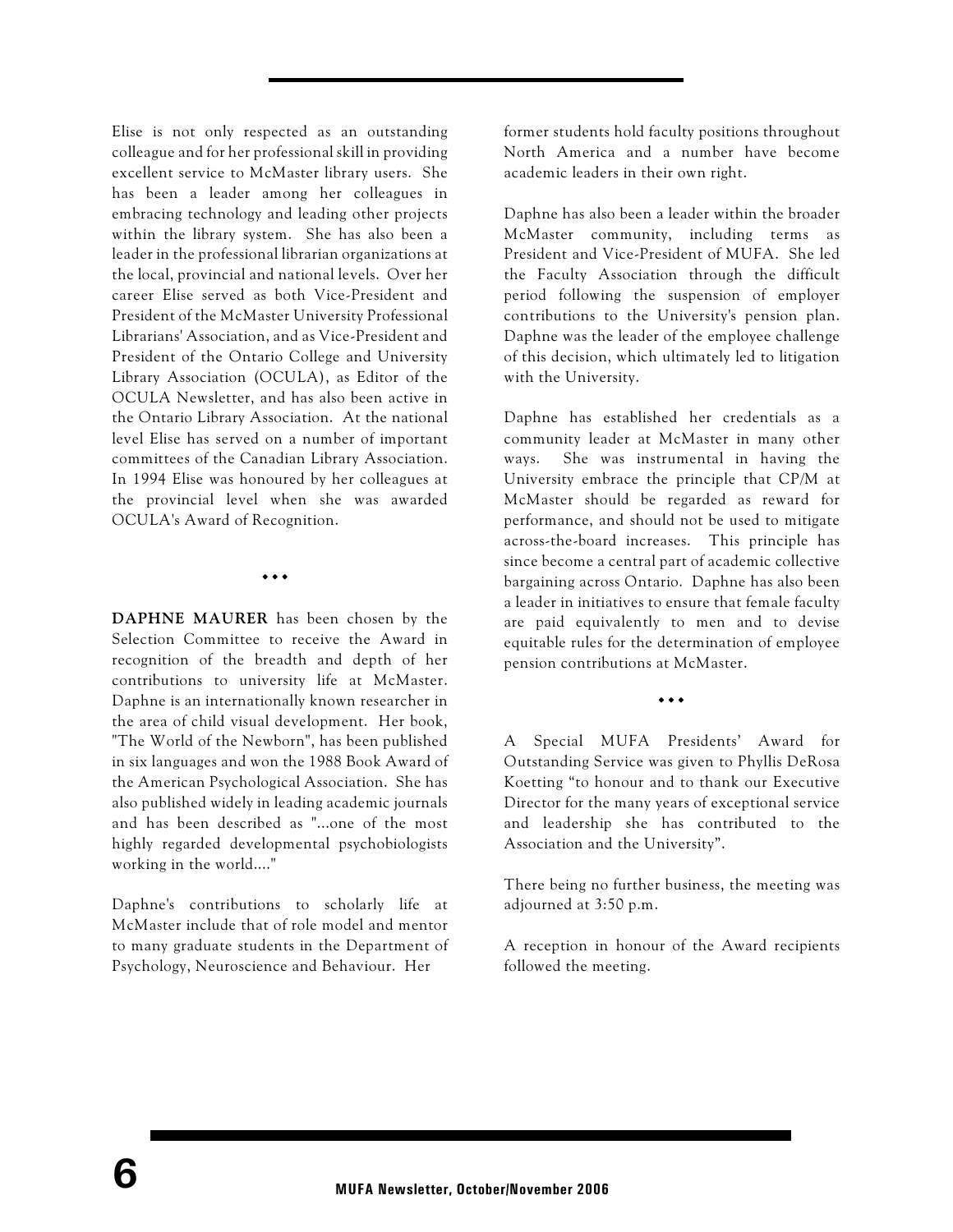Elise is not only respected as an outstanding colleague and for her professional skill in providing excellent service to McMaster library users. She has been a leader among her colleagues in embracing technology and leading other projects within the library system. She has also been a leader in the professional librarian organizations at the local, provincial and national levels. Over her career Elise served as both Vice-President and President of the McMaster University Professional Librarians' Association, and as Vice-President and President of the Ontario College and University Library Association (OCULA), as Editor of the OCULA Newsletter, and has also been active in the Ontario Library Association. At the national level Elise has served on a number of important committees of the Canadian Library Association. In 1994 Elise was honoured by her colleagues at the provincial level when she was awarded OCULA's Award of Recognition.

◆◆◆

**DAPHNE MAURER** has been chosen by the Selection Committee to receive the Award in recognition of the breadth and depth of her contributions to university life at McMaster. Daphne is an internationally known researcher in the area of child visual development. Her book, "The World of the Newborn", has been published in six languages and won the 1988 Book Award of the American Psychological Association. She has also published widely in leading academic journals and has been described as "...one of the most highly regarded developmental psychobiologists working in the world...."

Daphne's contributions to scholarly life at McMaster include that of role model and mentor to many graduate students in the Department of Psychology, Neuroscience and Behaviour. Her former students hold faculty positions throughout North America and a number have become academic leaders in their own right.

Daphne has also been a leader within the broader McMaster community, including terms as President and Vice-President of MUFA. She led the Faculty Association through the difficult period following the suspension of employer contributions to the University's pension plan. Daphne was the leader of the employee challenge of this decision, which ultimately led to litigation with the University.

Daphne has established her credentials as a community leader at McMaster in many other ways. She was instrumental in having the University embrace the principle that CP/M at McMaster should be regarded as reward for performance, and should not be used to mitigate across-the-board increases. This principle has since become a central part of academic collective bargaining across Ontario. Daphne has also been a leader in initiatives to ensure that female faculty are paid equivalently to men and to devise equitable rules for the determination of employee pension contributions at McMaster.

◆◆◆

A Special MUFA Presidents' Award for Outstanding Service was given to Phyllis DeRosa Koetting "to honour and to thank our Executive Director for the many years of exceptional service and leadership she has contributed to the Association and the University".

There being no further business, the meeting was adjourned at 3:50 p.m.

A reception in honour of the Award recipients followed the meeting.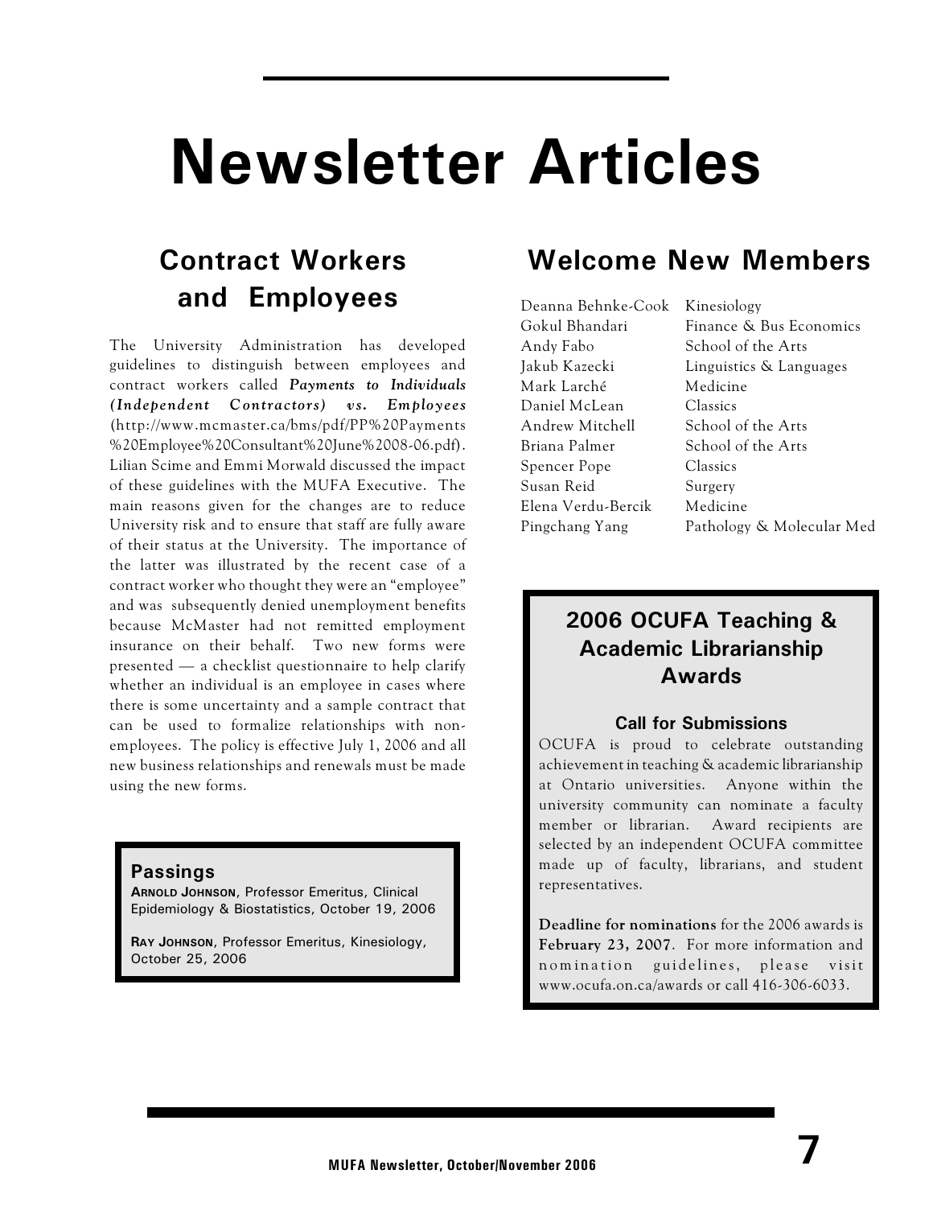# Newsletter Articles

## Contract Workers and Employees

The University Administration has developed guidelines to distinguish between employees and contract workers called ***Payments to Individuals (Independent Contractors) vs. Employees*** (http://www.mcmaster.ca/bms/pdf/PP%20Payments%20Employee%20Consultant%20June%2008-06.pdf). Lilian Scime and Emmi Morwald discussed the impact of these guidelines with the MUFA Executive. The main reasons given for the changes are to reduce University risk and to ensure that staff are fully aware of their status at the University. The importance of the latter was illustrated by the recent case of a contract worker who thought they were an "employee" and was subsequently denied unemployment benefits because McMaster had not remitted employment insurance on their behalf. Two new forms were presented — a checklist questionnaire to help clarify whether an individual is an employee in cases where there is some uncertainty and a sample contract that can be used to formalize relationships with non-employees. The policy is effective July 1, 2006 and all new business relationships and renewals must be made using the new forms.

### Passings

**Arnold Johnson**, Professor Emeritus, Clinical Epidemiology & Biostatistics, October 19, 2006

**Ray Johnson**, Professor Emeritus, Kinesiology, October 25, 2006

## Welcome New Members

| | |
|---|---|
| Deanna Behnke-Cook | Kinesiology |
| Gokul Bhandari | Finance & Bus Economics |
| Andy Fabo | School of the Arts |
| Jakub Kazecki | Linguistics & Languages |
| Mark Larché | Medicine |
| Daniel McLean | Classics |
| Andrew Mitchell | School of the Arts |
| Briana Palmer | School of the Arts |
| Spencer Pope | Classics |
| Susan Reid | Surgery |
| Elena Verdu-Bercik | Medicine |
| Pingchang Yang | Pathology & Molecular Med |

### 2006 OCUFA Teaching & Academic Librarianship Awards

#### Call for Submissions

OCUFA is proud to celebrate outstanding achievement in teaching & academic librarianship at Ontario universities. Anyone within the university community can nominate a faculty member or librarian. Award recipients are selected by an independent OCUFA committee made up of faculty, librarians, and student representatives.

**Deadline for nominations** for the 2006 awards is **February 23, 2007**. For more information and nomination guidelines, please visit www.ocufa.on.ca/awards or call 416-306-6033.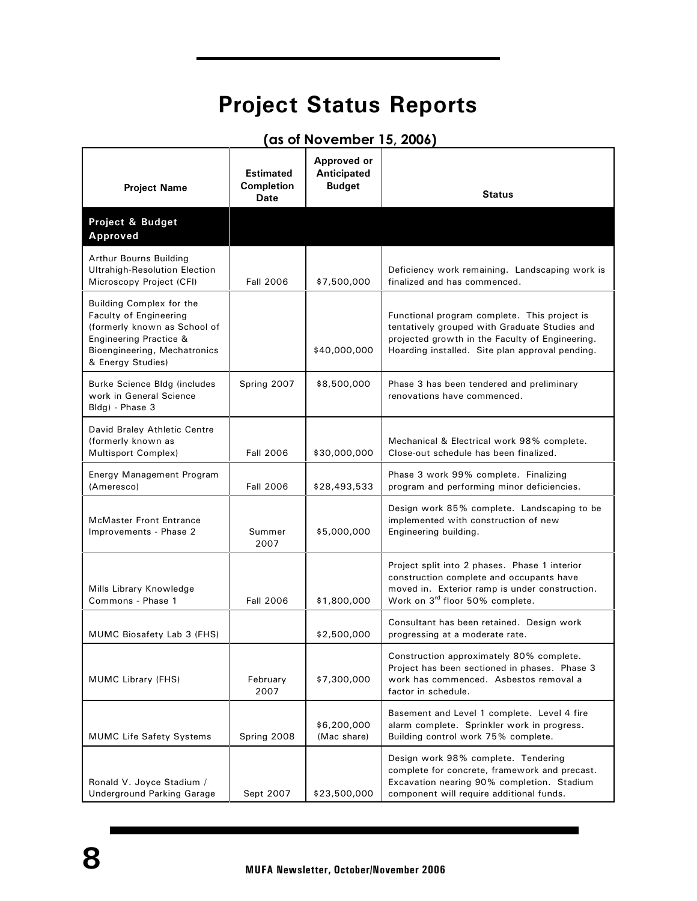# Project Status Reports

## (as of November 15, 2006)

| Project Name | Estimated Completion Date | Approved or Anticipated Budget | Status |
|---|---|---|---|
| **Project & Budget Approved** | | | |
| Arthur Bourns Building Ultrahigh-Resolution Election Microscopy Project (CFI) | Fall 2006 | $7,500,000 | Deficiency work remaining. Landscaping work is finalized and has commenced. |
| Building Complex for the Faculty of Engineering (formerly known as School of Engineering Practice & Bioengineering, Mechatronics & Energy Studies) | | $40,000,000 | Functional program complete. This project is tentatively grouped with Graduate Studies and projected growth in the Faculty of Engineering. Hoarding installed. Site plan approval pending. |
| Burke Science Bldg (includes work in General Science Bldg) - Phase 3 | Spring 2007 | $8,500,000 | Phase 3 has been tendered and preliminary renovations have commenced. |
| David Braley Athletic Centre (formerly known as Multisport Complex) | Fall 2006 | $30,000,000 | Mechanical & Electrical work 98% complete. Close-out schedule has been finalized. |
| Energy Management Program (Ameresco) | Fall 2006 | $28,493,533 | Phase 3 work 99% complete. Finalizing program and performing minor deficiencies. |
| McMaster Front Entrance Improvements - Phase 2 | Summer 2007 | $5,000,000 | Design work 85% complete. Landscaping to be implemented with construction of new Engineering building. |
| Mills Library Knowledge Commons - Phase 1 | Fall 2006 | $1,800,000 | Project split into 2 phases. Phase 1 interior construction complete and occupants have moved in. Exterior ramp is under construction. Work on 3rd floor 50% complete. |
| MUMC Biosafety Lab 3 (FHS) | | $2,500,000 | Consultant has been retained. Design work progressing at a moderate rate. |
| MUMC Library (FHS) | February 2007 | $7,300,000 | Construction approximately 80% complete. Project has been sectioned in phases. Phase 3 work has commenced. Asbestos removal a factor in schedule. |
| MUMC Life Safety Systems | Spring 2008 | $6,200,000 (Mac share) | Basement and Level 1 complete. Level 4 fire alarm complete. Sprinkler work in progress. Building control work 75% complete. |
| Ronald V. Joyce Stadium / Underground Parking Garage | Sept 2007 | $23,500,000 | Design work 98% complete. Tendering complete for concrete, framework and precast. Excavation nearing 90% completion. Stadium component will require additional funds. |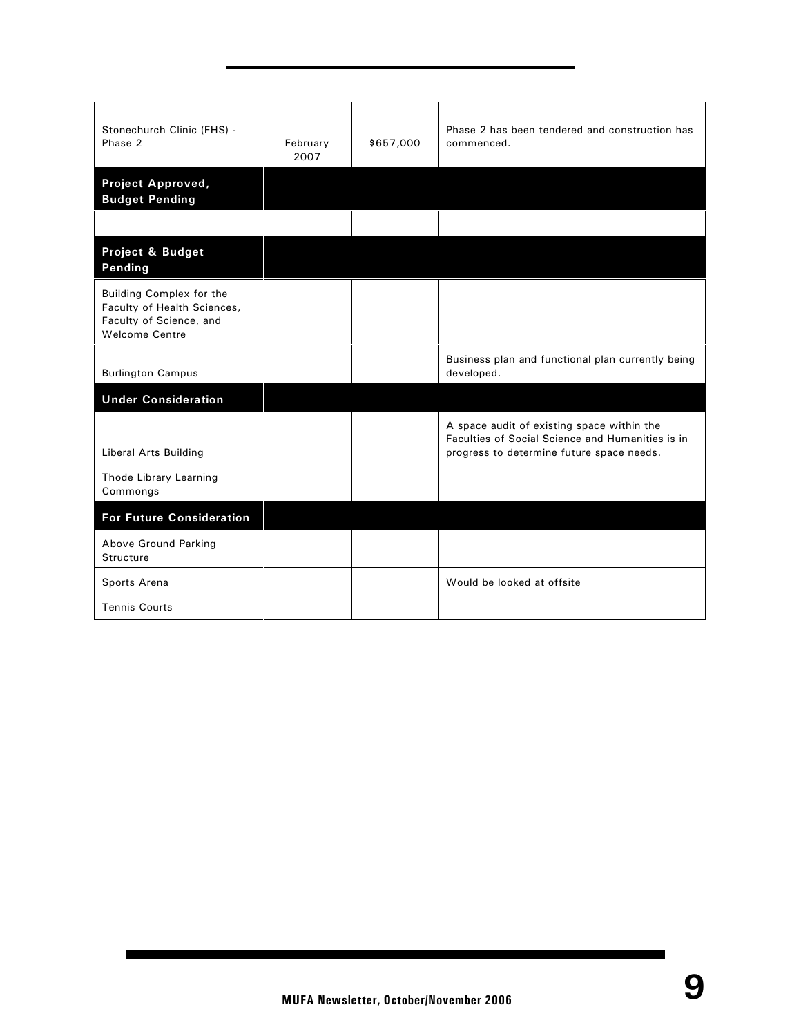| | | | |
|---|---|---|---|
| Stonechurch Clinic (FHS) - Phase 2 | February 2007 | $657,000 | Phase 2 has been tendered and construction has commenced. |
| **Project Approved, Budget Pending** | | | |
| | | | |
| **Project & Budget Pending** | | | |
| Building Complex for the Faculty of Health Sciences, Faculty of Science, and Welcome Centre | | | |
| Burlington Campus | | | Business plan and functional plan currently being developed. |
| **Under Consideration** | | | |
| Liberal Arts Building | | | A space audit of existing space within the Faculties of Social Science and Humanities is in progress to determine future space needs. |
| Thode Library Learning Commongs | | | |
| **For Future Consideration** | | | |
| Above Ground Parking Structure | | | |
| Sports Arena | | | Would be looked at offsite |
| Tennis Courts | | | |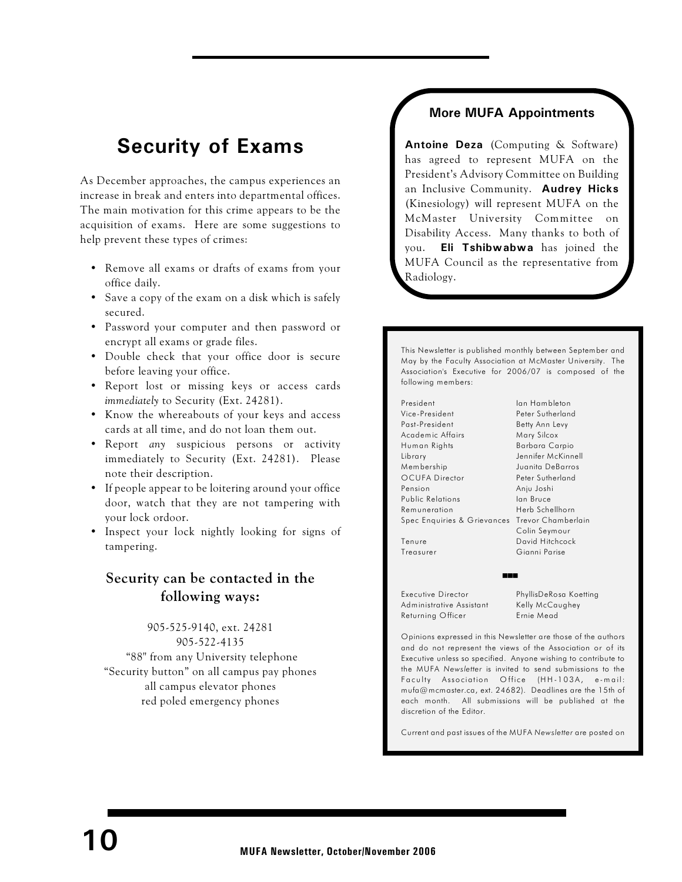## Security of Exams

As December approaches, the campus experiences an increase in break and enters into departmental offices. The main motivation for this crime appears to be the acquisition of exams. Here are some suggestions to help prevent these types of crimes:

- Remove all exams or drafts of exams from your office daily.
- Save a copy of the exam on a disk which is safely secured.
- Password your computer and then password or encrypt all exams or grade files.
- Double check that your office door is secure before leaving your office.
- Report lost or missing keys or access cards *immediately* to Security (Ext. 24281).
- Know the whereabouts of your keys and access cards at all time, and do not loan them out.
- Report *any* suspicious persons or activity immediately to Security (Ext. 24281). Please note their description.
- If people appear to be loitering around your office door, watch that they are not tampering with your lock ordoor.
- Inspect your lock nightly looking for signs of tampering.

### Security can be contacted in the following ways:

905-525-9140, ext. 24281
905-522-4135
"88" from any University telephone
"Security button" on all campus pay phones
all campus elevator phones
red poled emergency phones

### More MUFA Appointments

**Antoine Deza** (Computing & Software) has agreed to represent MUFA on the President's Advisory Committee on Building an Inclusive Community. **Audrey Hicks** (Kinesiology) will represent MUFA on the McMaster University Committee on Disability Access. Many thanks to both of you. **Eli Tshibwabwa** has joined the MUFA Council as the representative from Radiology.

This Newsletter is published monthly between September and May by the Faculty Association at McMaster University. The Association's Executive for 2006/07 is composed of the following members:

| | |
|---|---|
| President | Ian Hambleton |
| Vice-President | Peter Sutherland |
| Past-President | Betty Ann Levy |
| Academic Affairs | Mary Silcox |
| Human Rights | Barbara Carpio |
| Library | Jennifer McKinnell |
| Membership | Juanita DeBarros |
| OCUFA Director | Peter Sutherland |
| Pension | Anju Joshi |
| Public Relations | Ian Bruce |
| Remuneration | Herb Schellhorn |
| Spec Enquiries & Grievances | Trevor Chamberlain |
| | Colin Seymour |
| Tenure | David Hitchcock |
| Treasurer | Gianni Parise |

| | |
|---|---|
| Executive Director | PhyllisDeRosa Koetting |
| Administrative Assistant | Kelly McCaughey |
| Returning Officer | Ernie Mead |

Opinions expressed in this Newsletter are those of the authors and do not represent the views of the Association or of its Executive unless so specified. Anyone wishing to contribute to the MUFA *Newsletter* is invited to send submissions to the Faculty Association Office (HH-103A, e-mail: mufa@mcmaster.ca, ext. 24682). Deadlines are the 15th of each month. All submissions will be published at the discretion of the Editor.

Current and past issues of the MUFA *Newsletter* are posted on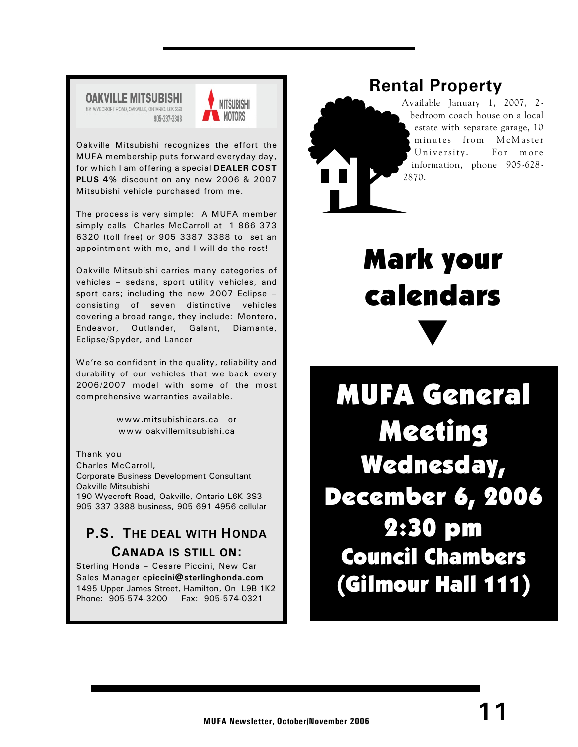OAKVILLE MITSUBISHI
191 WYECROFT ROAD, OAKVILLE, ONTARIO. L6K 3S3
905-337-3388

MITSUBISHI MOTORS

Oakville Mitsubishi recognizes the effort the MUFA membership puts forward everyday day, for which I am offering a special **DEALER COST PLUS 4%** discount on any new 2006 & 2007 Mitsubishi vehicle purchased from me.

The process is very simple: A MUFA member simply calls Charles McCarroll at 1 866 373 6320 (toll free) or 905 3387 3388 to set an appointment with me, and I will do the rest!

Oakville Mitsubishi carries many categories of vehicles – sedans, sport utility vehicles, and sport cars; including the new 2007 Eclipse – consisting of seven distinctive vehicles covering a broad range, they include: Montero, Endeavor, Outlander, Galant, Diamante, Eclipse/Spyder, and Lancer

We're so confident in the quality, reliability and durability of our vehicles that we back every 2006/2007 model with some of the most comprehensive warranties available.

www.mitsubishicars.ca or
www.oakvillemitsubishi.ca

Thank you
Charles McCarroll,
Corporate Business Development Consultant
Oakville Mitsubishi
190 Wyecroft Road, Oakville, Ontario L6K 3S3
905 337 3388 business, 905 691 4956 cellular

### P.S. The deal with Honda Canada is still on:

Sterling Honda – Cesare Piccini, New Car Sales Manager **cpiccini@sterlinghonda.com**
1495 Upper James Street, Hamilton, On L9B 1K2
Phone: 905-574-3200 Fax: 905-574-0321

## Rental Property

Available January 1, 2007, 2-bedroom coach house on a local estate with separate garage, 10 minutes from McMaster University. For more information, phone 905-628-2870.

# Mark your calendars

▼

# MUFA General Meeting

## Wednesday, December 6, 2006

## 2:30 pm

## Council Chambers (Gilmour Hall 111)